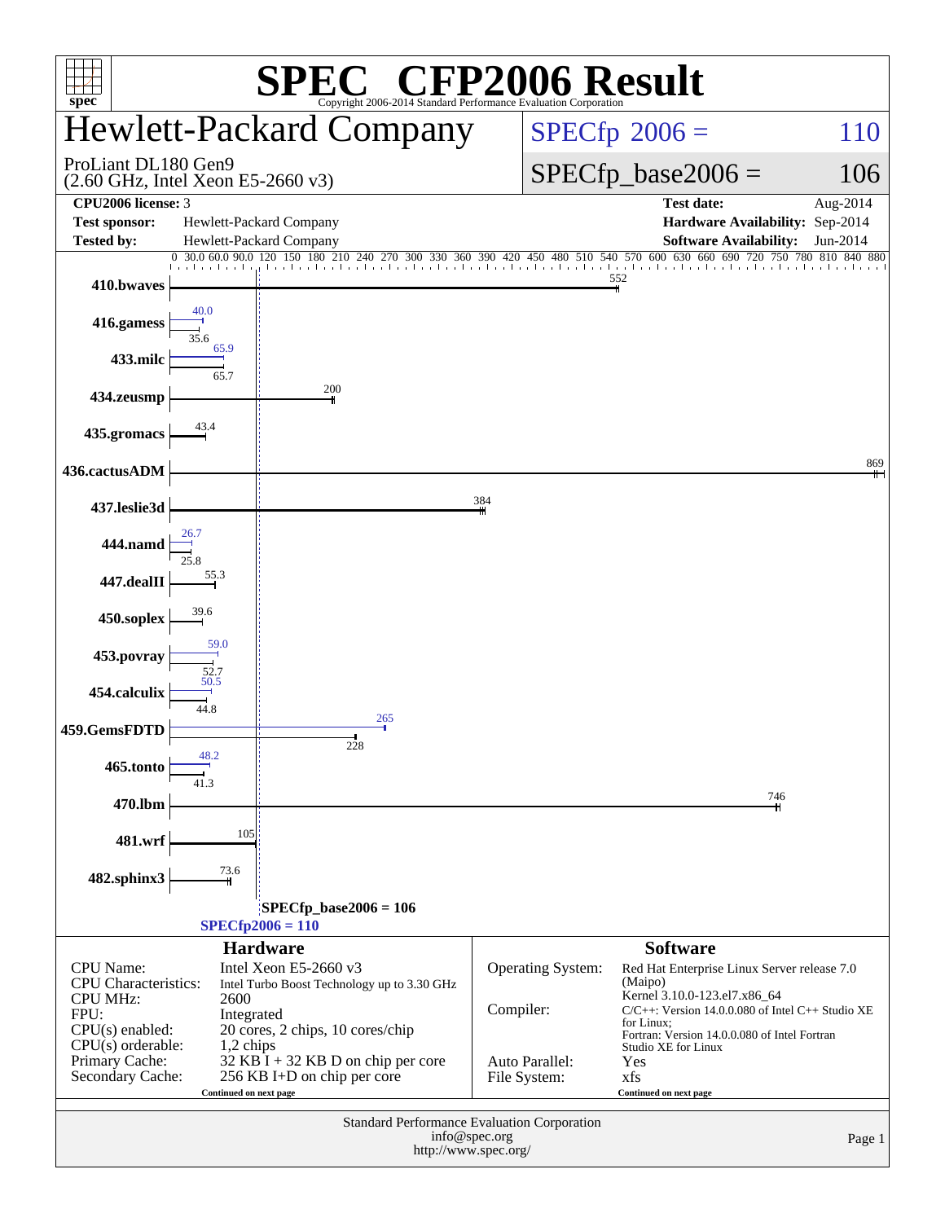# SPEC CFP2006 Result

Copyright 2006-2014 Standard Performance Evaluation Corporation

# Hewlett-Packard Company

ProLiant DL180 Gen9
(2.60 GHz, Intel Xeon E5-2660 v3)

SPECfp 2006 = 110

SPECfp_base2006 = 106

| | | | |
|---|---|---|---|
| **CPU2006 license:** 3 | | **Test date:** | Aug-2014 |
| **Test sponsor:** | Hewlett-Packard Company | **Hardware Availability:** | Sep-2014 |
| **Tested by:** | Hewlett-Packard Company | **Software Availability:** | Jun-2014 |

| Benchmark | Peak | Base |
|---|---|---|
| 410.bwaves | | 552 |
| 416.gamess | 40.0 | 35.6 |
| 433.milc | 65.9 | 65.7 |
| 434.zeusmp | | 200 |
| 435.gromacs | | 43.4 |
| 436.cactusADM | | 869 |
| 437.leslie3d | | 384 |
| 444.namd | 26.7 | 25.8 |
| 447.dealII | | 55.3 |
| 450.soplex | | 39.6 |
| 453.povray | 59.0 | 52.7 |
| 454.calculix | 50.5 | 44.8 |
| 459.GemsFDTD | 265 | 228 |
| 465.tonto | 48.2 | 41.3 |
| 470.lbm | | 746 |
| 481.wrf | | 105 |
| 482.sphinx3 | | 73.6 |

SPECfp_base2006 = 106

SPECfp2006 = 110

## Hardware

| | |
|---|---|
| CPU Name: | Intel Xeon E5-2660 v3 |
| CPU Characteristics: | Intel Turbo Boost Technology up to 3.30 GHz |
| CPU MHz: | 2600 |
| FPU: | Integrated |
| CPU(s) enabled: | 20 cores, 2 chips, 10 cores/chip |
| CPU(s) orderable: | 1,2 chips |
| Primary Cache: | 32 KB I + 32 KB D on chip per core |
| Secondary Cache: | 256 KB I+D on chip per core |

Continued on next page

## Software

| | |
|---|---|
| Operating System: | Red Hat Enterprise Linux Server release 7.0 (Maipo) Kernel 3.10.0-123.el7.x86_64 |
| Compiler: | C/C++: Version 14.0.0.080 of Intel C++ Studio XE for Linux; Fortran: Version 14.0.0.080 of Intel Fortran Studio XE for Linux |
| Auto Parallel: | Yes |
| File System: | xfs |

Continued on next page

Standard Performance Evaluation Corporation
info@spec.org
http://www.spec.org/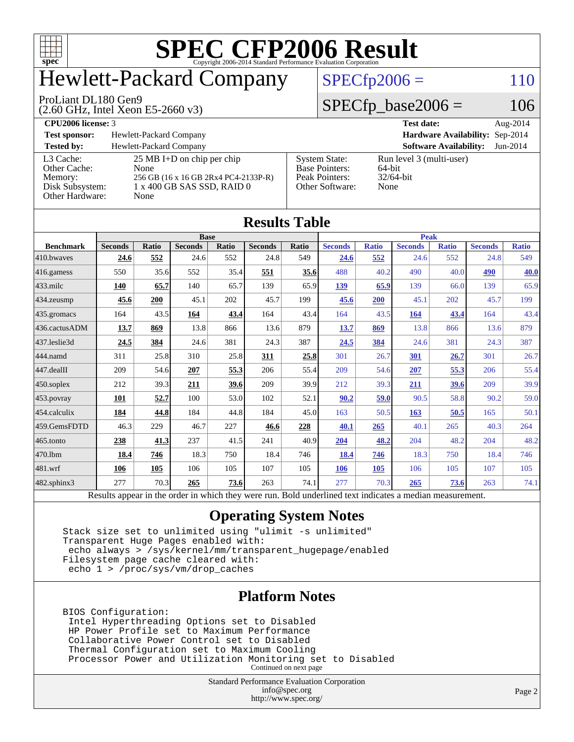# SPEC CFP2006 Result

Copyright 2006-2014 Standard Performance Evaluation Corporation

## Hewlett-Packard Company

ProLiant DL180 Gen9
(2.60 GHz, Intel Xeon E5-2660 v3)

SPECfp2006 = 110

SPECfp_base2006 = 106

**CPU2006 license:** 3 | **Test date:** Aug-2014

**Test sponsor:** Hewlett-Packard Company | **Hardware Availability:** Sep-2014

**Tested by:** Hewlett-Packard Company | **Software Availability:** Jun-2014

| | |
|---|---|
| L3 Cache: | 25 MB I+D on chip per chip |
| Other Cache: | None |
| Memory: | 256 GB (16 x 16 GB 2Rx4 PC4-2133P-R) |
| Disk Subsystem: | 1 x 400 GB SAS SSD, RAID 0 |
| Other Hardware: | None |

| | |
|---|---|
| System State: | Run level 3 (multi-user) |
| Base Pointers: | 64-bit |
| Peak Pointers: | 32/64-bit |
| Other Software: | None |

## Results Table

| | Base | | | | | | Peak | | | | | |
|---|---|---|---|---|---|---|---|---|---|---|---|---|
| **Benchmark** | **Seconds** | **Ratio** | **Seconds** | **Ratio** | **Seconds** | **Ratio** | **Seconds** | **Ratio** | **Seconds** | **Ratio** | **Seconds** | **Ratio** |
| 410.bwaves | **24.6** | **552** | 24.6 | 552 | 24.8 | 549 | **24.6** | **552** | 24.6 | 552 | 24.8 | 549 |
| 416.gamess | 550 | 35.6 | 552 | 35.4 | **551** | **35.6** | 488 | 40.2 | 490 | 40.0 | **490** | **40.0** |
| 433.milc | **140** | **65.7** | 140 | 65.7 | 139 | 65.9 | **139** | **65.9** | 139 | 66.0 | 139 | 65.9 |
| 434.zeusmp | **45.6** | **200** | 45.1 | 202 | 45.7 | 199 | **45.6** | **200** | 45.1 | 202 | 45.7 | 199 |
| 435.gromacs | 164 | 43.5 | **164** | **43.4** | 164 | 43.4 | 164 | 43.5 | **164** | **43.4** | 164 | 43.4 |
| 436.cactusADM | **13.7** | **869** | 13.8 | 866 | 13.6 | 879 | **13.7** | **869** | 13.8 | 866 | 13.6 | 879 |
| 437.leslie3d | **24.5** | **384** | 24.6 | 381 | 24.3 | 387 | **24.5** | **384** | 24.6 | 381 | 24.3 | 387 |
| 444.namd | 311 | 25.8 | 310 | 25.8 | **311** | **25.8** | 301 | 26.7 | **301** | **26.7** | 301 | 26.7 |
| 447.dealII | 209 | 54.6 | **207** | **55.3** | 206 | 55.4 | 209 | 54.6 | **207** | **55.3** | 206 | 55.4 |
| 450.soplex | 212 | 39.3 | **211** | **39.6** | 209 | 39.9 | 212 | 39.3 | **211** | **39.6** | 209 | 39.9 |
| 453.povray | **101** | **52.7** | 100 | 53.0 | 102 | 52.1 | **90.2** | **59.0** | 90.5 | 58.8 | 90.2 | 59.0 |
| 454.calculix | **184** | **44.8** | 184 | 44.8 | 184 | 45.0 | 163 | 50.5 | **163** | **50.5** | 165 | 50.1 |
| 459.GemsFDTD | 46.3 | 229 | 46.7 | 227 | **46.6** | **228** | **40.1** | **265** | 40.1 | 265 | 40.3 | 264 |
| 465.tonto | **238** | **41.3** | 237 | 41.5 | 241 | 40.9 | **204** | **48.2** | 204 | 48.2 | 204 | 48.2 |
| 470.lbm | **18.4** | **746** | 18.3 | 750 | 18.4 | 746 | **18.4** | **746** | 18.3 | 750 | 18.4 | 746 |
| 481.wrf | **106** | **105** | 106 | 105 | 107 | 105 | **106** | **105** | 106 | 105 | 107 | 105 |
| 482.sphinx3 | 277 | 70.3 | **265** | **73.6** | 263 | 74.1 | 277 | 70.3 | **265** | **73.6** | 263 | 74.1 |

Results appear in the order in which they were run. Bold underlined text indicates a median measurement.

## Operating System Notes

```
Stack size set to unlimited using "ulimit -s unlimited"
Transparent Huge Pages enabled with:
 echo always > /sys/kernel/mm/transparent_hugepage/enabled
Filesystem page cache cleared with:
 echo 1 > /proc/sys/vm/drop_caches
```

## Platform Notes

```
BIOS Configuration:
 Intel Hyperthreading Options set to Disabled
 HP Power Profile set to Maximum Performance
 Collaborative Power Control set to Disabled
 Thermal Configuration set to Maximum Cooling
 Processor Power and Utilization Monitoring set to Disabled
```

Continued on next page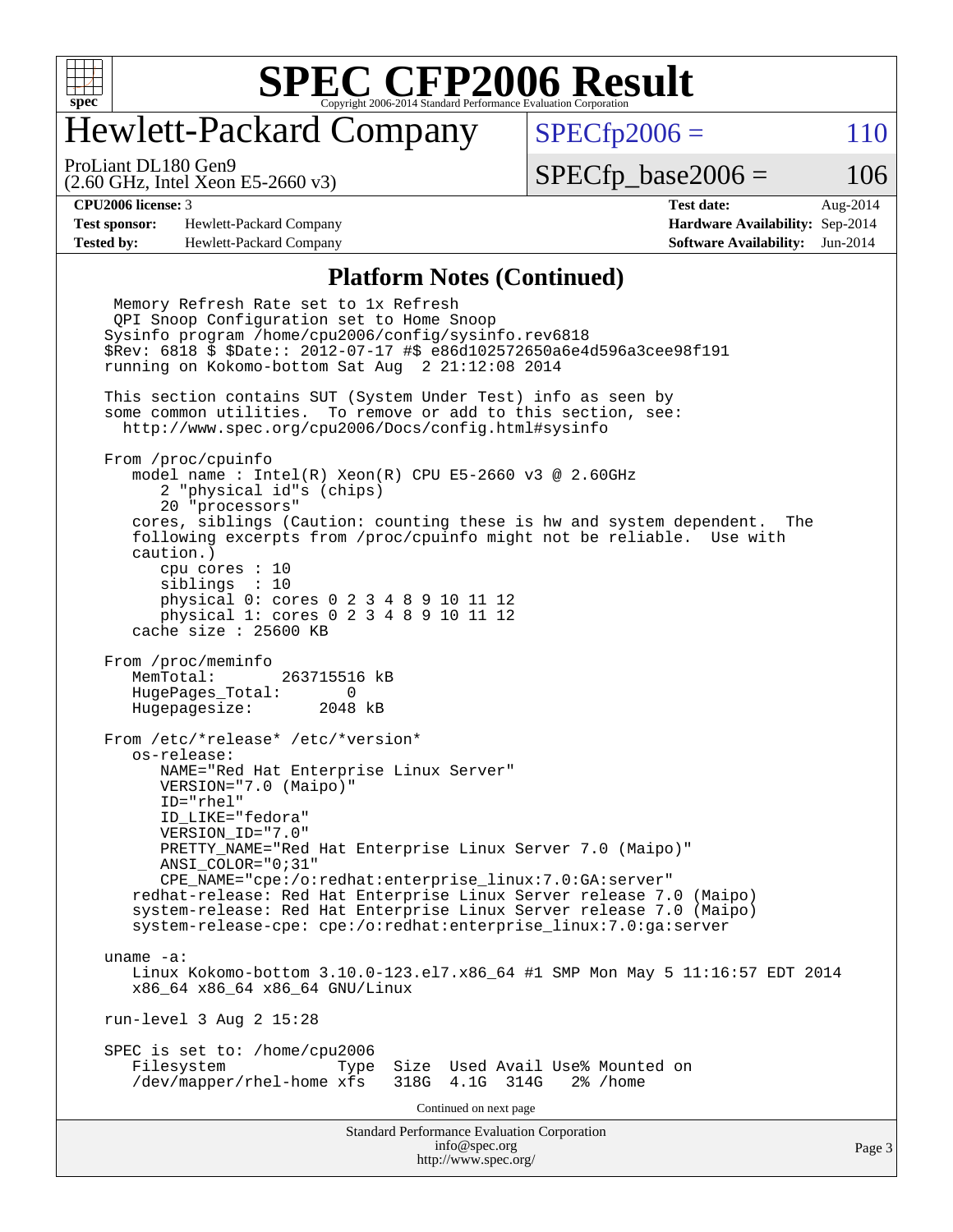# SPEC CFP2006 Result

Copyright 2006-2014 Standard Performance Evaluation Corporation

## Hewlett-Packard Company

ProLiant DL180 Gen9
(2.60 GHz, Intel Xeon E5-2660 v3)

SPECfp2006 = 110

SPECfp_base2006 = 106

| | | | |
|---|---|---|---|
| **CPU2006 license:** 3 | | **Test date:** | Aug-2014 |
| **Test sponsor:** | Hewlett-Packard Company | **Hardware Availability:** | Sep-2014 |
| **Tested by:** | Hewlett-Packard Company | **Software Availability:** | Jun-2014 |

### Platform Notes (Continued)

```
 Memory Refresh Rate set to 1x Refresh
 QPI Snoop Configuration set to Home Snoop
Sysinfo program /home/cpu2006/config/sysinfo.rev6818
$Rev: 6818 $ $Date:: 2012-07-17 #$ e86d102572650a6e4d596a3cee98f191
running on Kokomo-bottom Sat Aug  2 21:12:08 2014

This section contains SUT (System Under Test) info as seen by
some common utilities.  To remove or add to this section, see:
  http://www.spec.org/cpu2006/Docs/config.html#sysinfo

From /proc/cpuinfo
   model name : Intel(R) Xeon(R) CPU E5-2660 v3 @ 2.60GHz
      2 "physical id"s (chips)
      20 "processors"
   cores, siblings (Caution: counting these is hw and system dependent.  The
   following excerpts from /proc/cpuinfo might not be reliable.  Use with
   caution.)
      cpu cores : 10
      siblings  : 10
      physical 0: cores 0 2 3 4 8 9 10 11 12
      physical 1: cores 0 2 3 4 8 9 10 11 12
   cache size : 25600 KB

From /proc/meminfo
   MemTotal:       263715516 kB
   HugePages_Total:       0
   Hugepagesize:       2048 kB

From /etc/*release* /etc/*version*
   os-release:
      NAME="Red Hat Enterprise Linux Server"
      VERSION="7.0 (Maipo)"
      ID="rhel"
      ID_LIKE="fedora"
      VERSION_ID="7.0"
      PRETTY_NAME="Red Hat Enterprise Linux Server 7.0 (Maipo)"
      ANSI_COLOR="0;31"
      CPE_NAME="cpe:/o:redhat:enterprise_linux:7.0:GA:server"
   redhat-release: Red Hat Enterprise Linux Server release 7.0 (Maipo)
   system-release: Red Hat Enterprise Linux Server release 7.0 (Maipo)
   system-release-cpe: cpe:/o:redhat:enterprise_linux:7.0:ga:server

uname -a:
   Linux Kokomo-bottom 3.10.0-123.el7.x86_64 #1 SMP Mon May 5 11:16:57 EDT 2014
   x86_64 x86_64 x86_64 GNU/Linux

run-level 3 Aug 2 15:28

SPEC is set to: /home/cpu2006
   Filesystem            Type  Size  Used Avail Use% Mounted on
   /dev/mapper/rhel-home xfs   318G  4.1G  314G   2% /home
```

Continued on next page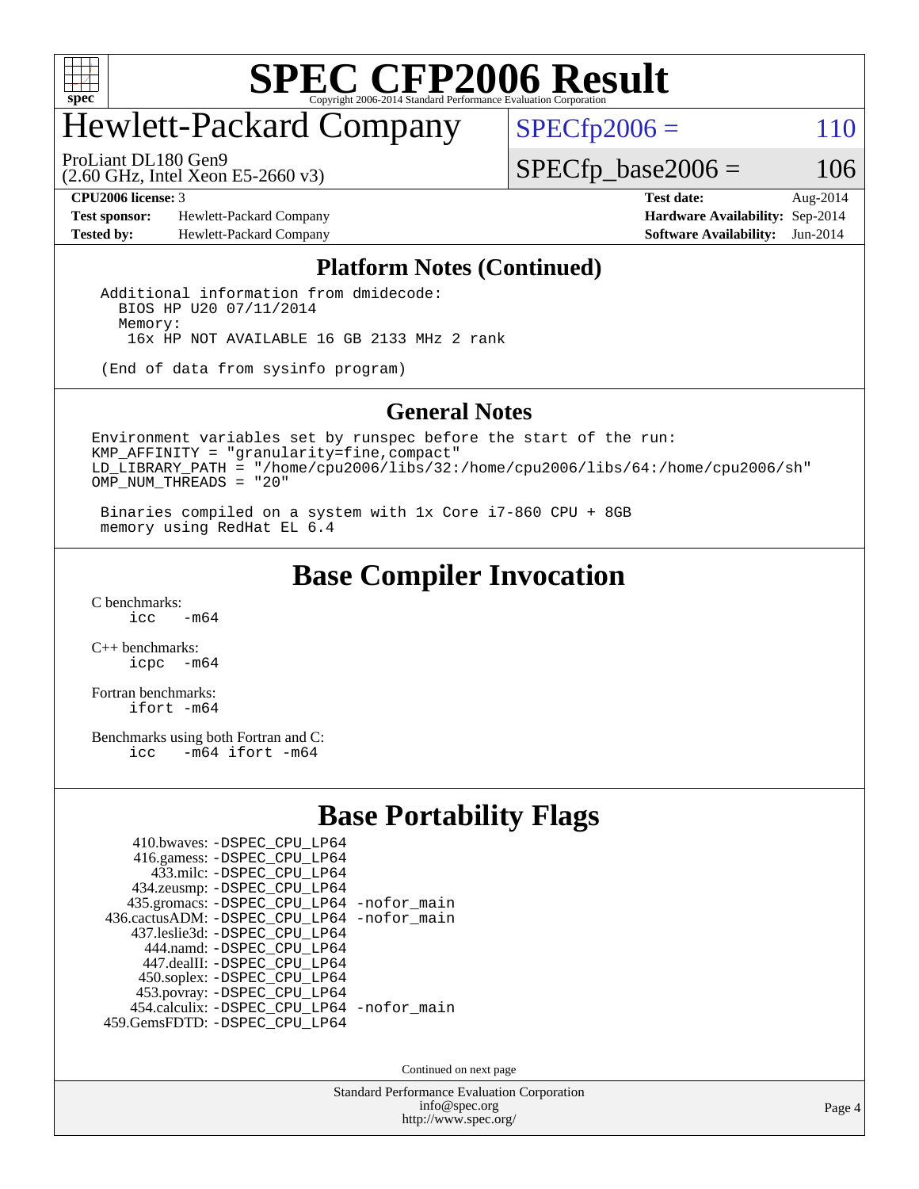# SPEC CFP2006 Result

Copyright 2006-2014 Standard Performance Evaluation Corporation

## Hewlett-Packard Company

ProLiant DL180 Gen9
(2.60 GHz, Intel Xeon E5-2660 v3)

SPECfp2006 = 110

SPECfp_base2006 = 106

| | | | |
|---|---|---|---|
| **CPU2006 license:** 3 | | **Test date:** | Aug-2014 |
| **Test sponsor:** | Hewlett-Packard Company | **Hardware Availability:** | Sep-2014 |
| **Tested by:** | Hewlett-Packard Company | **Software Availability:** | Jun-2014 |

### Platform Notes (Continued)

```
Additional information from dmidecode:
  BIOS HP U20 07/11/2014
  Memory:
   16x HP NOT AVAILABLE 16 GB 2133 MHz 2 rank

(End of data from sysinfo program)
```

### General Notes

```
Environment variables set by runspec before the start of the run:
KMP_AFFINITY = "granularity=fine,compact"
LD_LIBRARY_PATH = "/home/cpu2006/libs/32:/home/cpu2006/libs/64:/home/cpu2006/sh"
OMP_NUM_THREADS = "20"

 Binaries compiled on a system with 1x Core i7-860 CPU + 8GB
 memory using RedHat EL 6.4
```

## Base Compiler Invocation

C benchmarks:
```
icc  -m64
```

C++ benchmarks:
```
icpc  -m64
```

Fortran benchmarks:
```
ifort -m64
```

Benchmarks using both Fortran and C:
```
icc  -m64 ifort -m64
```

## Base Portability Flags

```
     410.bwaves: -DSPEC_CPU_LP64
     416.gamess: -DSPEC_CPU_LP64
       433.milc: -DSPEC_CPU_LP64
     434.zeusmp: -DSPEC_CPU_LP64
    435.gromacs: -DSPEC_CPU_LP64 -nofor_main
 436.cactusADM: -DSPEC_CPU_LP64 -nofor_main
    437.leslie3d: -DSPEC_CPU_LP64
       444.namd: -DSPEC_CPU_LP64
     447.dealII: -DSPEC_CPU_LP64
     450.soplex: -DSPEC_CPU_LP64
     453.povray: -DSPEC_CPU_LP64
    454.calculix: -DSPEC_CPU_LP64 -nofor_main
 459.GemsFDTD: -DSPEC_CPU_LP64
```

Continued on next page

Standard Performance Evaluation Corporation
info@spec.org
http://www.spec.org/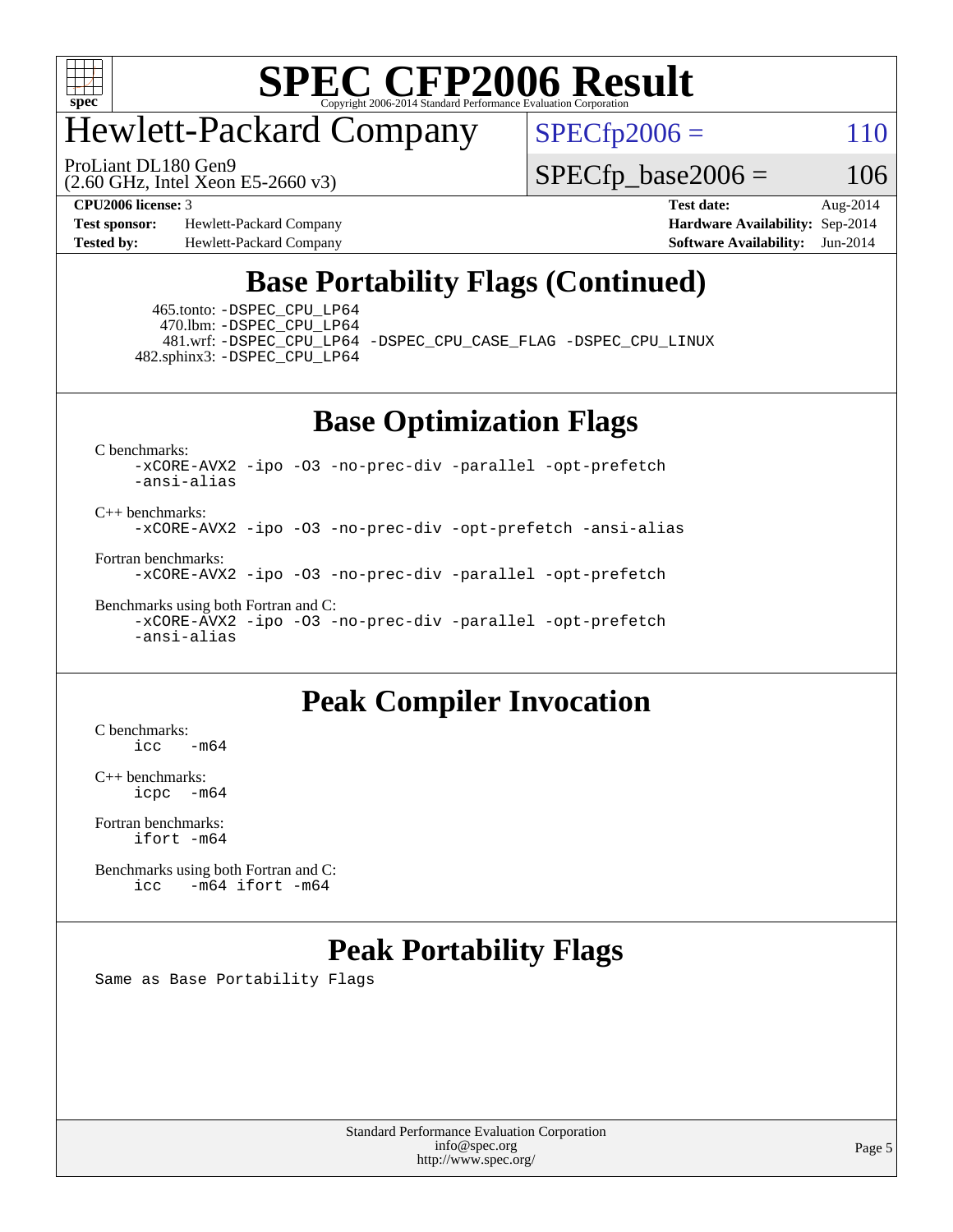## Base Portability Flags (Continued)

465.tonto: -DSPEC_CPU_LP64
470.lbm: -DSPEC_CPU_LP64
481.wrf: -DSPEC_CPU_LP64 -DSPEC_CPU_CASE_FLAG -DSPEC_CPU_LINUX
482.sphinx3: -DSPEC_CPU_LP64

## Base Optimization Flags

C benchmarks:
-xCORE-AVX2 -ipo -O3 -no-prec-div -parallel -opt-prefetch -ansi-alias

C++ benchmarks:
-xCORE-AVX2 -ipo -O3 -no-prec-div -opt-prefetch -ansi-alias

Fortran benchmarks:
-xCORE-AVX2 -ipo -O3 -no-prec-div -parallel -opt-prefetch

Benchmarks using both Fortran and C:
-xCORE-AVX2 -ipo -O3 -no-prec-div -parallel -opt-prefetch -ansi-alias

## Peak Compiler Invocation

C benchmarks:
icc -m64

C++ benchmarks:
icpc -m64

Fortran benchmarks:
ifort -m64

Benchmarks using both Fortran and C:
icc -m64 ifort -m64

## Peak Portability Flags

Same as Base Portability Flags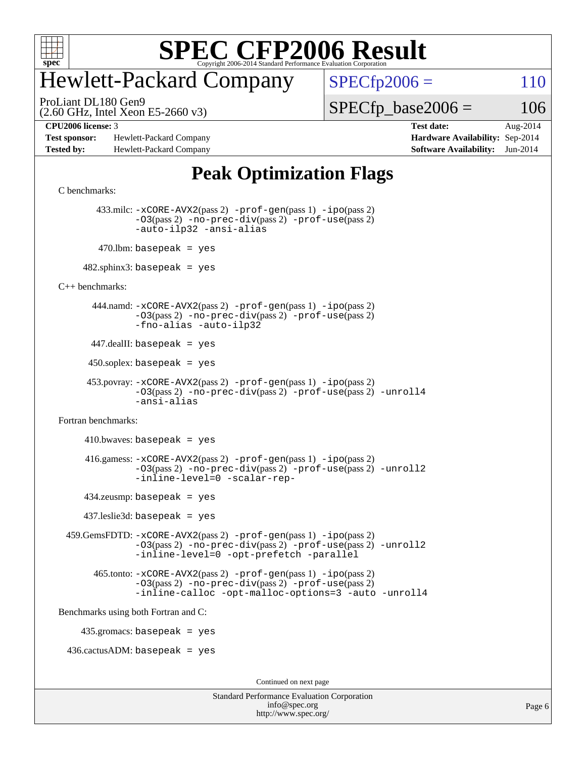# SPEC CFP2006 Result

Copyright 2006-2014 Standard Performance Evaluation Corporation

## Hewlett-Packard Company

ProLiant DL180 Gen9
(2.60 GHz, Intel Xeon E5-2660 v3)

SPECfp2006 = 110

SPECfp_base2006 = 106

**CPU2006 license:** 3
**Test sponsor:** Hewlett-Packard Company
**Tested by:** Hewlett-Packard Company

**Test date:** Aug-2014
**Hardware Availability:** Sep-2014
**Software Availability:** Jun-2014

## Peak Optimization Flags

C benchmarks:

433.milc: `-xCORE-AVX2`(pass 2) `-prof-gen`(pass 1) `-ipo`(pass 2) `-O3`(pass 2) `-no-prec-div`(pass 2) `-prof-use`(pass 2) `-auto-ilp32` `-ansi-alias`

470.lbm: `basepeak = yes`

482.sphinx3: `basepeak = yes`

C++ benchmarks:

444.namd: `-xCORE-AVX2`(pass 2) `-prof-gen`(pass 1) `-ipo`(pass 2) `-O3`(pass 2) `-no-prec-div`(pass 2) `-prof-use`(pass 2) `-fno-alias` `-auto-ilp32`

447.dealII: `basepeak = yes`

450.soplex: `basepeak = yes`

453.povray: `-xCORE-AVX2`(pass 2) `-prof-gen`(pass 1) `-ipo`(pass 2) `-O3`(pass 2) `-no-prec-div`(pass 2) `-prof-use`(pass 2) `-unroll4` `-ansi-alias`

Fortran benchmarks:

410.bwaves: `basepeak = yes`

416.gamess: `-xCORE-AVX2`(pass 2) `-prof-gen`(pass 1) `-ipo`(pass 2) `-O3`(pass 2) `-no-prec-div`(pass 2) `-prof-use`(pass 2) `-unroll2` `-inline-level=0` `-scalar-rep-`

434.zeusmp: `basepeak = yes`

437.leslie3d: `basepeak = yes`

459.GemsFDTD: `-xCORE-AVX2`(pass 2) `-prof-gen`(pass 1) `-ipo`(pass 2) `-O3`(pass 2) `-no-prec-div`(pass 2) `-prof-use`(pass 2) `-unroll2` `-inline-level=0` `-opt-prefetch` `-parallel`

465.tonto: `-xCORE-AVX2`(pass 2) `-prof-gen`(pass 1) `-ipo`(pass 2) `-O3`(pass 2) `-no-prec-div`(pass 2) `-prof-use`(pass 2) `-inline-calloc` `-opt-malloc-options=3` `-auto` `-unroll4`

Benchmarks using both Fortran and C:

435.gromacs: `basepeak = yes`

436.cactusADM: `basepeak = yes`

Continued on next page

Standard Performance Evaluation Corporation
info@spec.org
http://www.spec.org/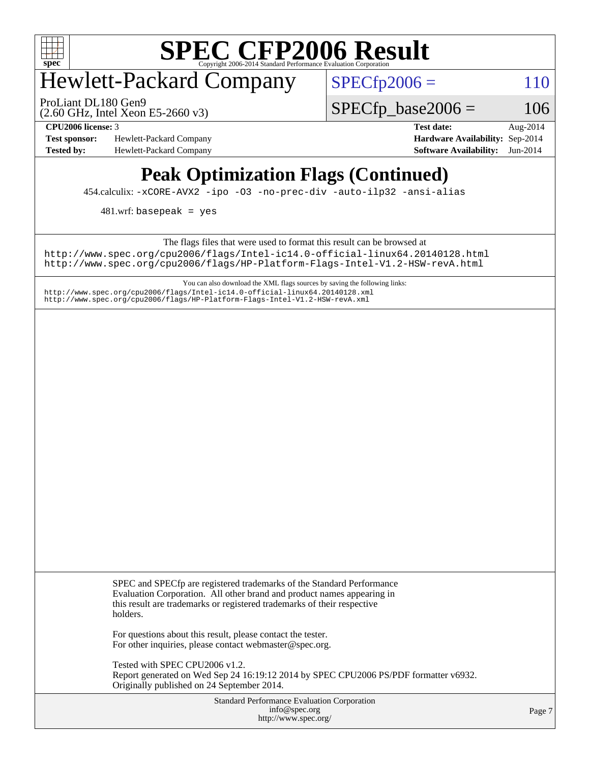# SPEC CFP2006 Result

Copyright 2006-2014 Standard Performance Evaluation Corporation

## Hewlett-Packard Company

ProLiant DL180 Gen9
(2.60 GHz, Intel Xeon E5-2660 v3)

SPECfp2006 = 110

SPECfp_base2006 = 106

**CPU2006 license:** 3
**Test sponsor:** Hewlett-Packard Company
**Tested by:** Hewlett-Packard Company

**Test date:** Aug-2014
**Hardware Availability:** Sep-2014
**Software Availability:** Jun-2014

## Peak Optimization Flags (Continued)

454.calculix: -xCORE-AVX2 -ipo -O3 -no-prec-div -auto-ilp32 -ansi-alias

481.wrf: basepeak = yes

The flags files that were used to format this result can be browsed at
http://www.spec.org/cpu2006/flags/Intel-ic14.0-official-linux64.20140128.html
http://www.spec.org/cpu2006/flags/HP-Platform-Flags-Intel-V1.2-HSW-revA.html

You can also download the XML flags sources by saving the following links:
http://www.spec.org/cpu2006/flags/Intel-ic14.0-official-linux64.20140128.xml
http://www.spec.org/cpu2006/flags/HP-Platform-Flags-Intel-V1.2-HSW-revA.xml

SPEC and SPECfp are registered trademarks of the Standard Performance Evaluation Corporation. All other brand and product names appearing in this result are trademarks or registered trademarks of their respective holders.

For questions about this result, please contact the tester.
For other inquiries, please contact webmaster@spec.org.

Tested with SPEC CPU2006 v1.2.
Report generated on Wed Sep 24 16:19:12 2014 by SPEC CPU2006 PS/PDF formatter v6932.
Originally published on 24 September 2014.

Standard Performance Evaluation Corporation
info@spec.org
http://www.spec.org/